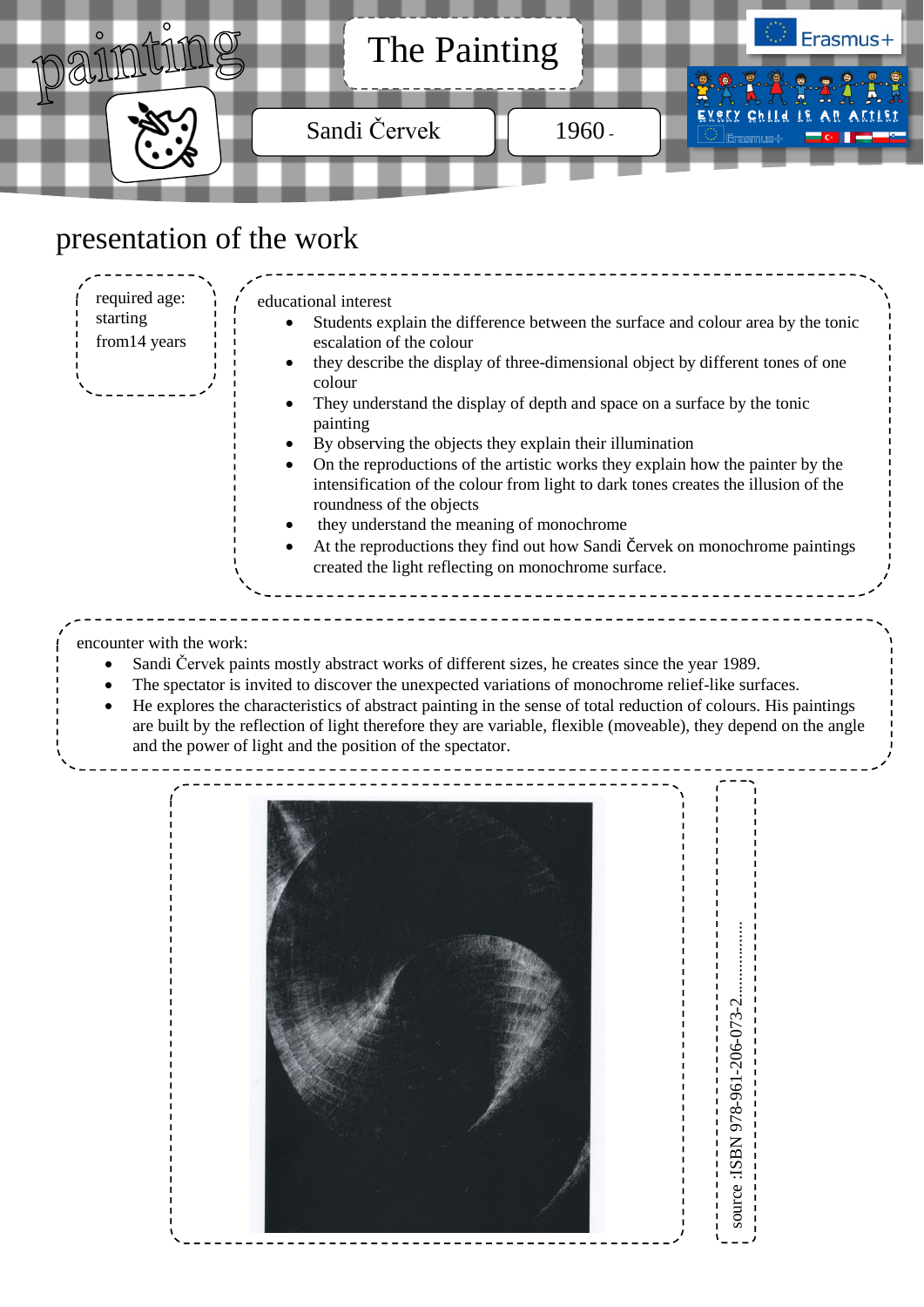painting

# The Painting

Sandi Červek

1960 -

Erasmus+

Every Child is An Artist

## presentation of the work

required age: starting from14 years

educational interest

- Students explain the difference between the surface and colour area by the tonic escalation of the colour
- they describe the display of three-dimensional object by different tones of one colour
- They understand the display of depth and space on a surface by the tonic painting
- By observing the objects they explain their illumination
- On the reproductions of the artistic works they explain how the painter by the intensification of the colour from light to dark tones creates the illusion of the roundness of the objects
- they understand the meaning of monochrome
- At the reproductions they find out how Sandi Červek on monochrome paintings created the light reflecting on monochrome surface.

encounter with the work:

- Sandi Červek paints mostly abstract works of different sizes, he creates since the year 1989.
- The spectator is invited to discover the unexpected variations of monochrome relief-like surfaces.
- He explores the characteristics of abstract painting in the sense of total reduction of colours. His paintings are built by the reflection of light therefore they are variable, flexible (moveable), they depend on the angle and the power of light and the position of the spectator.

source :ISBN 978-961-206-073-2……………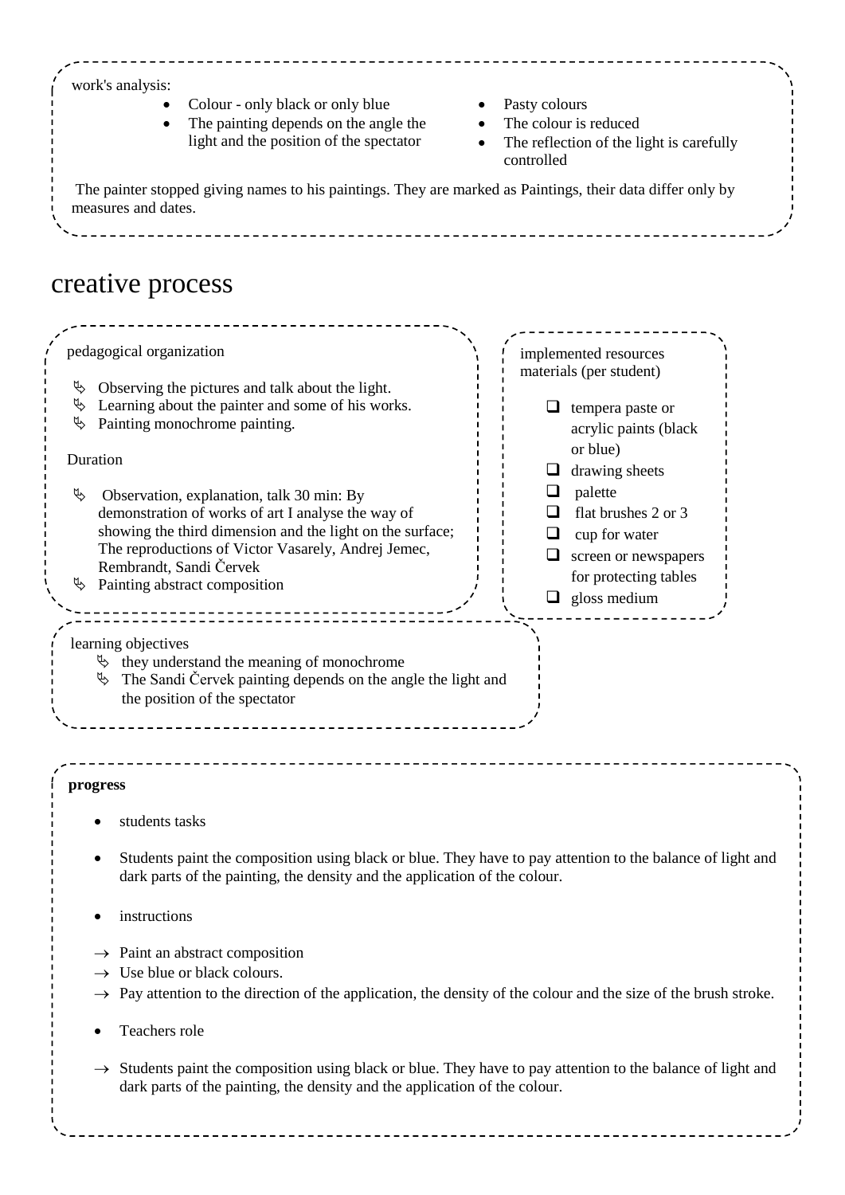work's analysis:

- Colour - only black or only blue
- The painting depends on the angle the light and the position of the spectator
- Pasty colours
- The colour is reduced
- The reflection of the light is carefully controlled

The painter stopped giving names to his paintings. They are marked as Paintings, their data differ only by measures and dates.

# creative process

pedagogical organization

- Observing the pictures and talk about the light.
- Learning about the painter and some of his works.
- Painting monochrome painting.

Duration

- Observation, explanation, talk 30 min: By demonstration of works of art I analyse the way of showing the third dimension and the light on the surface; The reproductions of Victor Vasarely, Andrej Jemec, Rembrandt, Sandi Červek
- Painting abstract composition

implemented resources materials (per student)

- tempera paste or acrylic paints (black or blue)
- drawing sheets
- palette
- flat brushes 2 or 3
- cup for water
- screen or newspapers for protecting tables
- gloss medium

learning objectives

- they understand the meaning of monochrome
- The Sandi Červek painting depends on the angle the light and the position of the spectator

**progress**

- students tasks
- Students paint the composition using black or blue. They have to pay attention to the balance of light and dark parts of the painting, the density and the application of the colour.
- instructions

→ Paint an abstract composition
→ Use blue or black colours.
→ Pay attention to the direction of the application, the density of the colour and the size of the brush stroke.

- Teachers role

→ Students paint the composition using black or blue. They have to pay attention to the balance of light and dark parts of the painting, the density and the application of the colour.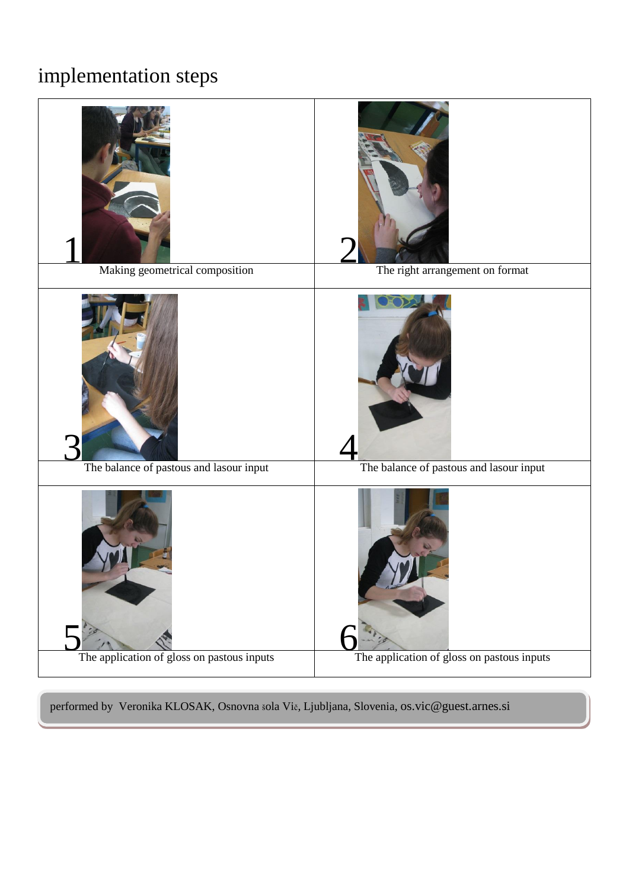# implementation steps

| | |
|---|---|
| 1 | 2 |
| Making geometrical composition | The right arrangement on format |
| 3 | 4 |
| The balance of pastous and lasour input | The balance of pastous and lasour input |
| 5 | 6 |
| The application of gloss on pastous inputs | The application of gloss on pastous inputs |

performed by Veronika KLOSAK, Osnovna šola Vič, Ljubljana, Slovenia, os.vic@guest.arnes.si